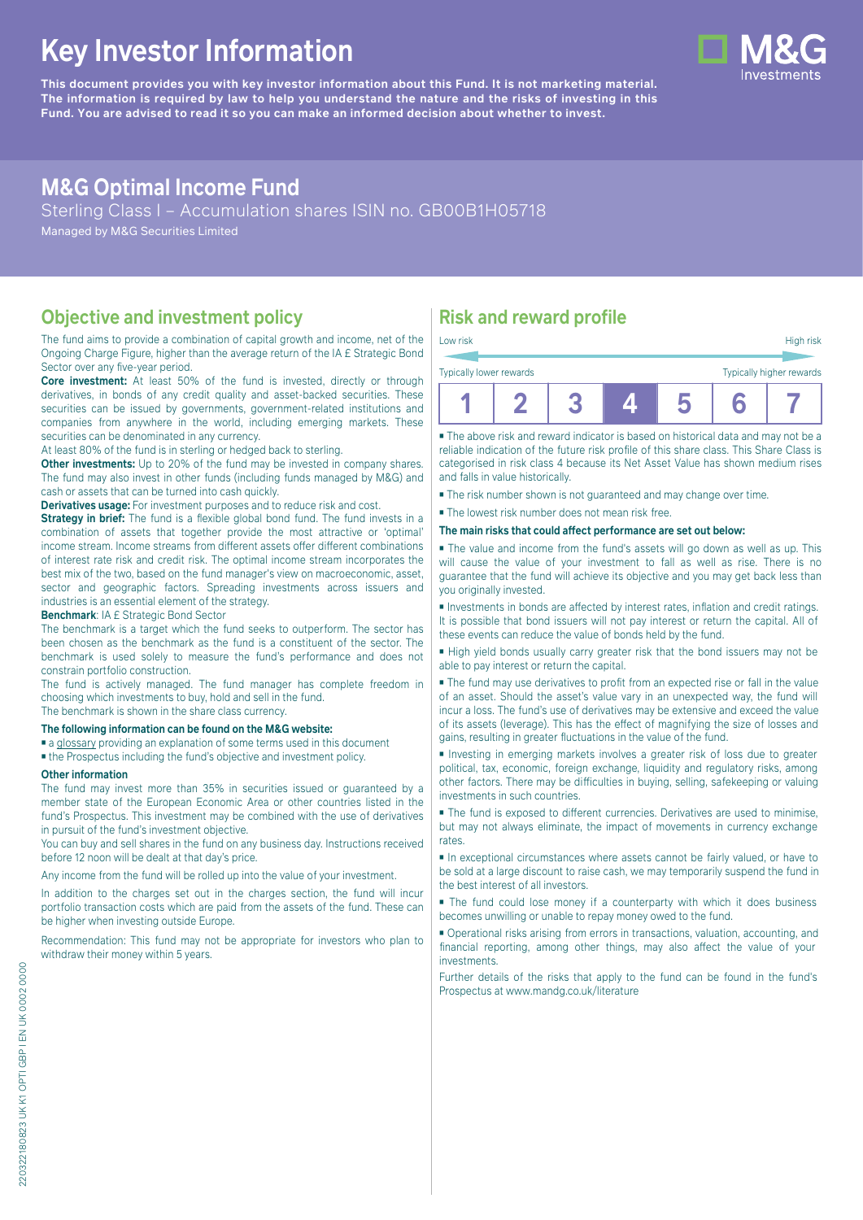# Key Investor Information

**This document provides you with key investor information about this Fund. It is not marketing material. The information is required by law to help you understand the nature and the risks of investing in this Fund. You are advised to read it so you can make an informed decision about whether to invest.**

## M&G Optimal Income Fund

Sterling Class I – Accumulation shares ISIN no. GB00B1H05718

Managed by M&G Securities Limited

## Objective and investment policy

The fund aims to provide a combination of capital growth and income, net of the Ongoing Charge Figure, higher than the average return of the IA £ Strategic Bond Sector over any five-year period.

**Core investment:** At least 50% of the fund is invested, directly or through derivatives, in bonds of any credit quality and asset-backed securities. These securities can be issued by governments, government-related institutions and companies from anywhere in the world, including emerging markets. These securities can be denominated in any currency.

At least 80% of the fund is in sterling or hedged back to sterling.

**Other investments:** Up to 20% of the fund may be invested in company shares. The fund may also invest in other funds (including funds managed by M&G) and cash or assets that can be turned into cash quickly.

**Derivatives usage:** For investment purposes and to reduce risk and cost.

**Strategy in brief:** The fund is a flexible global bond fund. The fund invests in a combination of assets that together provide the most attractive or 'optimal' income stream. Income streams from different assets offer different combinations of interest rate risk and credit risk. The optimal income stream incorporates the best mix of the two, based on the fund manager's view on macroeconomic, asset, sector and geographic factors. Spreading investments across issuers and industries is an essential element of the strategy.

**Benchmark**: IA £ Strategic Bond Sector

The benchmark is a target which the fund seeks to outperform. The sector has been chosen as the benchmark as the fund is a constituent of the sector. The benchmark is used solely to measure the fund's performance and does not constrain portfolio construction.

The fund is actively managed. The fund manager has complete freedom in choosing which investments to buy, hold and sell in the fund.

The benchmark is shown in the share class currency.

**The following information can be found on the M&G website:**

- a glossary providing an explanation of some terms used in this document
- the Prospectus including the fund's objective and investment policy.

**Other information**

The fund may invest more than 35% in securities issued or guaranteed by a member state of the European Economic Area or other countries listed in the fund's Prospectus. This investment may be combined with the use of derivatives in pursuit of the fund's investment objective.

You can buy and sell shares in the fund on any business day. Instructions received before 12 noon will be dealt at that day's price.

Any income from the fund will be rolled up into the value of your investment.

In addition to the charges set out in the charges section, the fund will incur portfolio transaction costs which are paid from the assets of the fund. These can be higher when investing outside Europe.

Recommendation: This fund may not be appropriate for investors who plan to withdraw their money within 5 years.

## Risk and reward profile

Low risk — High risk

Typically lower rewards — Typically higher rewards

| 1 | 2 | 3 | **4** | 5 | 6 | 7 |
|---|---|---|---|---|---|---|

- The above risk and reward indicator is based on historical data and may not be a reliable indication of the future risk profile of this share class. This Share Class is categorised in risk class 4 because its Net Asset Value has shown medium rises and falls in value historically.
- The risk number shown is not guaranteed and may change over time.
- The lowest risk number does not mean risk free.

**The main risks that could affect performance are set out below:**

- The value and income from the fund's assets will go down as well as up. This will cause the value of your investment to fall as well as rise. There is no guarantee that the fund will achieve its objective and you may get back less than you originally invested.
- Investments in bonds are affected by interest rates, inflation and credit ratings. It is possible that bond issuers will not pay interest or return the capital. All of these events can reduce the value of bonds held by the fund.
- High yield bonds usually carry greater risk that the bond issuers may not be able to pay interest or return the capital.
- The fund may use derivatives to profit from an expected rise or fall in the value of an asset. Should the asset's value vary in an unexpected way, the fund will incur a loss. The fund's use of derivatives may be extensive and exceed the value of its assets (leverage). This has the effect of magnifying the size of losses and gains, resulting in greater fluctuations in the value of the fund.
- Investing in emerging markets involves a greater risk of loss due to greater political, tax, economic, foreign exchange, liquidity and regulatory risks, among other factors. There may be difficulties in buying, selling, safekeeping or valuing investments in such countries.
- The fund is exposed to different currencies. Derivatives are used to minimise, but may not always eliminate, the impact of movements in currency exchange rates.
- In exceptional circumstances where assets cannot be fairly valued, or have to be sold at a large discount to raise cash, we may temporarily suspend the fund in the best interest of all investors.
- The fund could lose money if a counterparty with which it does business becomes unwilling or unable to repay money owed to the fund.
- Operational risks arising from errors in transactions, valuation, accounting, and financial reporting, among other things, may also affect the value of your investments.

Further details of the risks that apply to the fund can be found in the fund's Prospectus at www.mandg.co.uk/literature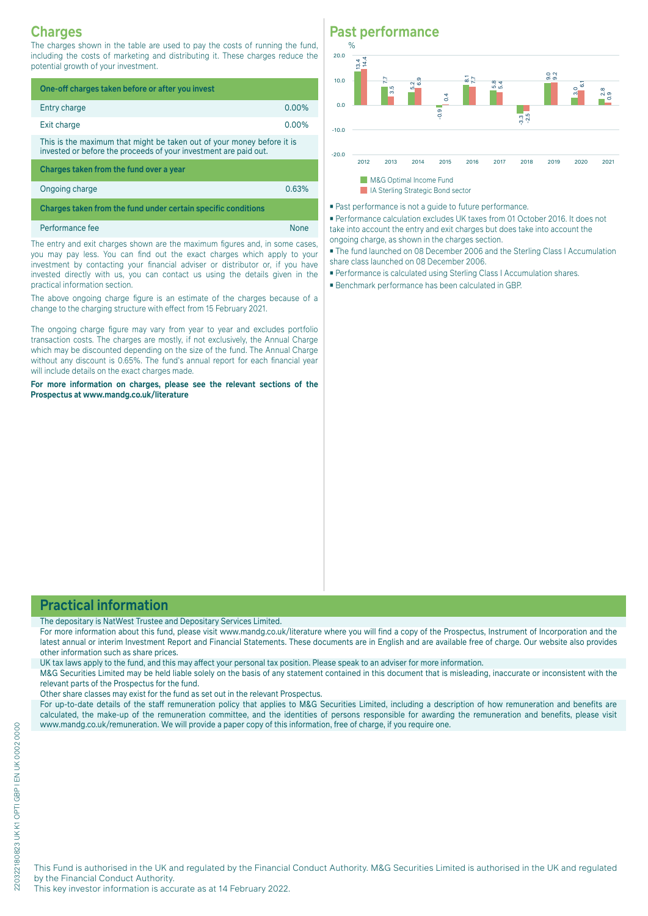## Charges

The charges shown in the table are used to pay the costs of running the fund, including the costs of marketing and distributing it. These charges reduce the potential growth of your investment.

| One-off charges taken before or after you invest | |
|---|---|
| Entry charge | 0.00% |
| Exit charge | 0.00% |
| This is the maximum that might be taken out of your money before it is invested or before the proceeds of your investment are paid out. | |
| **Charges taken from the fund over a year** | |
| Ongoing charge | 0.63% |
| **Charges taken from the fund under certain specific conditions** | |
| Performance fee | None |

The entry and exit charges shown are the maximum figures and, in some cases, you may pay less. You can find out the exact charges which apply to your investment by contacting your financial adviser or distributor or, if you have invested directly with us, you can contact us using the details given in the practical information section.

The above ongoing charge figure is an estimate of the charges because of a change to the charging structure with effect from 15 February 2021.

The ongoing charge figure may vary from year to year and excludes portfolio transaction costs. The charges are mostly, if not exclusively, the Annual Charge which may be discounted depending on the size of the fund. The Annual Charge without any discount is 0.65%. The fund's annual report for each financial year will include details on the exact charges made.

**For more information on charges, please see the relevant sections of the Prospectus at www.mandg.co.uk/literature**

## Past performance

%

20.0
10.0
0.0
-10.0
-20.0

2012: 13.4, 14.4
2013: 7.7, 3.5
2014: 5.2, 6.9
2015: -0.9, 0.4
2016: 8.1, 7.7
2017: 5.8, 5.4
2018: -3.3, -2.5
2019: 9.0, 9.2
2020: 3.0, 6.1
2021: 2.8, 0.9

M&G Optimal Income Fund
IA Sterling Strategic Bond sector

- Past performance is not a guide to future performance.
- Performance calculation excludes UK taxes from 01 October 2016. It does not take into account the entry and exit charges but does take into account the ongoing charge, as shown in the charges section.
- The fund launched on 08 December 2006 and the Sterling Class I Accumulation share class launched on 08 December 2006.
- Performance is calculated using Sterling Class I Accumulation shares.
- Benchmark performance has been calculated in GBP.

## Practical information

The depositary is NatWest Trustee and Depositary Services Limited.

For more information about this fund, please visit www.mandg.co.uk/literature where you will find a copy of the Prospectus, Instrument of Incorporation and the latest annual or interim Investment Report and Financial Statements. These documents are in English and are available free of charge. Our website also provides other information such as share prices.

UK tax laws apply to the fund, and this may affect your personal tax position. Please speak to an adviser for more information.

M&G Securities Limited may be held liable solely on the basis of any statement contained in this document that is misleading, inaccurate or inconsistent with the relevant parts of the Prospectus for the fund.

Other share classes may exist for the fund as set out in the relevant Prospectus.

For up-to-date details of the staff remuneration policy that applies to M&G Securities Limited, including a description of how remuneration and benefits are calculated, the make-up of the remuneration committee, and the identities of persons responsible for awarding the remuneration and benefits, please visit www.mandg.co.uk/remuneration. We will provide a paper copy of this information, free of charge, if you require one.

This Fund is authorised in the UK and regulated by the Financial Conduct Authority. M&G Securities Limited is authorised in the UK and regulated by the Financial Conduct Authority.
This key investor information is accurate as at 14 February 2022.

22032180823 UK K1 OPTI GBP I EN UK 0002 0000